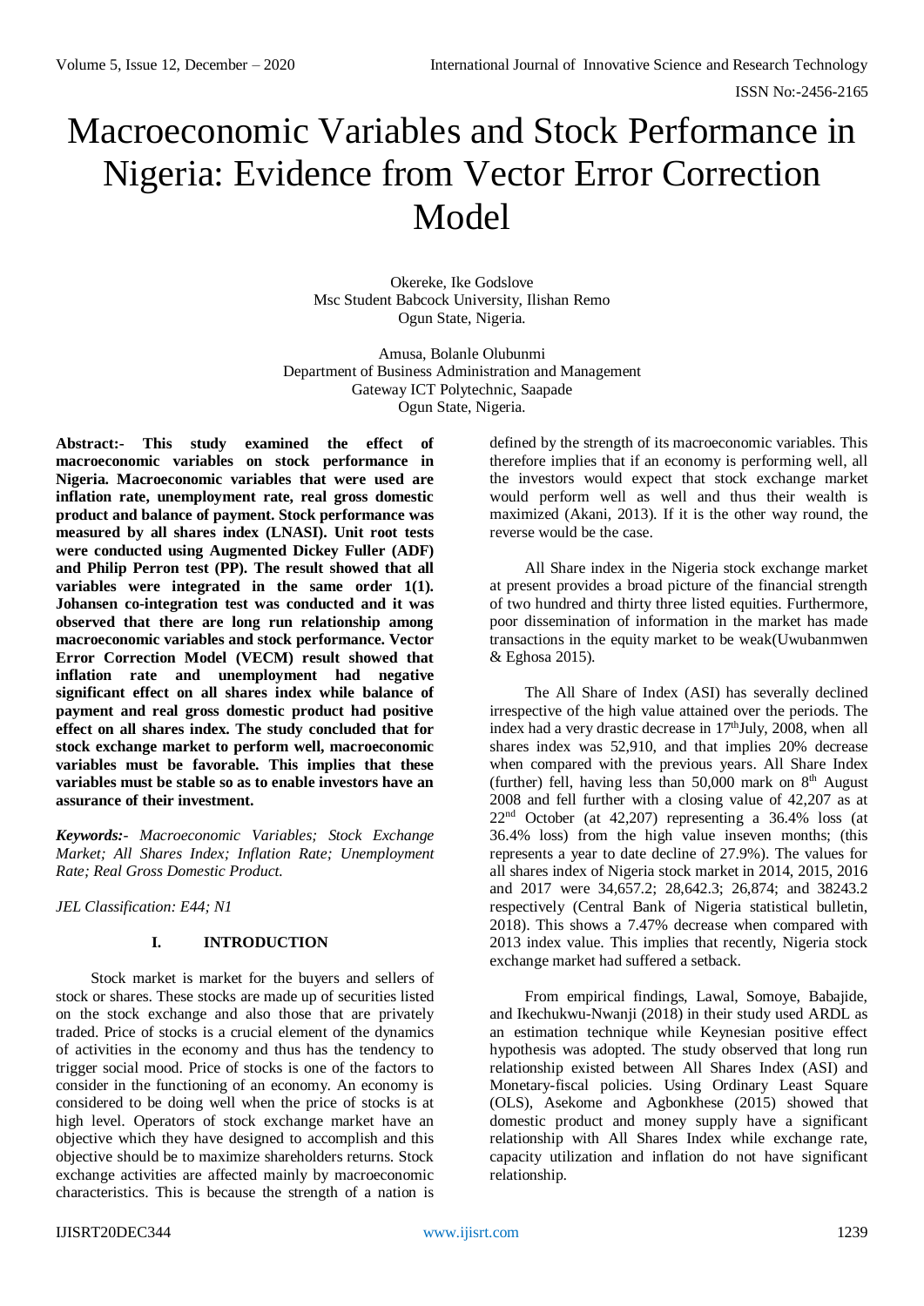# Macroeconomic Variables and Stock Performance in Nigeria: Evidence from Vector Error Correction Model

Okereke, Ike Godslove
Msc Student Babcock University, Ilishan Remo
Ogun State, Nigeria.

Amusa, Bolanle Olubunmi
Department of Business Administration and Management
Gateway ICT Polytechnic, Saapade
Ogun State, Nigeria.

**Abstract:- This study examined the effect of macroeconomic variables on stock performance in Nigeria. Macroeconomic variables that were used are inflation rate, unemployment rate, real gross domestic product and balance of payment. Stock performance was measured by all shares index (LNASI). Unit root tests were conducted using Augmented Dickey Fuller (ADF) and Philip Perron test (PP). The result showed that all variables were integrated in the same order 1(1). Johansen co-integration test was conducted and it was observed that there are long run relationship among macroeconomic variables and stock performance. Vector Error Correction Model (VECM) result showed that inflation rate and unemployment had negative significant effect on all shares index while balance of payment and real gross domestic product had positive effect on all shares index. The study concluded that for stock exchange market to perform well, macroeconomic variables must be favorable. This implies that these variables must be stable so as to enable investors have an assurance of their investment.**

***Keywords:-** Macroeconomic Variables; Stock Exchange Market; All Shares Index; Inflation Rate; Unemployment Rate; Real Gross Domestic Product.*

*JEL Classification: E44; N1*

## I. INTRODUCTION

Stock market is market for the buyers and sellers of stock or shares. These stocks are made up of securities listed on the stock exchange and also those that are privately traded. Price of stocks is a crucial element of the dynamics of activities in the economy and thus has the tendency to trigger social mood. Price of stocks is one of the factors to consider in the functioning of an economy. An economy is considered to be doing well when the price of stocks is at high level. Operators of stock exchange market have an objective which they have designed to accomplish and this objective should be to maximize shareholders returns. Stock exchange activities are affected mainly by macroeconomic characteristics. This is because the strength of a nation is defined by the strength of its macroeconomic variables. This therefore implies that if an economy is performing well, all the investors would expect that stock exchange market would perform well as well and thus their wealth is maximized (Akani, 2013). If it is the other way round, the reverse would be the case.

All Share index in the Nigeria stock exchange market at present provides a broad picture of the financial strength of two hundred and thirty three listed equities. Furthermore, poor dissemination of information in the market has made transactions in the equity market to be weak(Uwubanmwen & Eghosa 2015).

The All Share of Index (ASI) has severally declined irrespective of the high value attained over the periods. The index had a very drastic decrease in 17th July, 2008, when all shares index was 52,910, and that implies 20% decrease when compared with the previous years. All Share Index (further) fell, having less than 50,000 mark on 8th August 2008 and fell further with a closing value of 42,207 as at 22nd October (at 42,207) representing a 36.4% loss (at 36.4% loss) from the high value inseven months; (this represents a year to date decline of 27.9%). The values for all shares index of Nigeria stock market in 2014, 2015, 2016 and 2017 were 34,657.2; 28,642.3; 26,874; and 38243.2 respectively (Central Bank of Nigeria statistical bulletin, 2018). This shows a 7.47% decrease when compared with 2013 index value. This implies that recently, Nigeria stock exchange market had suffered a setback.

From empirical findings, Lawal, Somoye, Babajide, and Ikechukwu-Nwanji (2018) in their study used ARDL as an estimation technique while Keynesian positive effect hypothesis was adopted. The study observed that long run relationship existed between All Shares Index (ASI) and Monetary-fiscal policies. Using Ordinary Least Square (OLS), Asekome and Agbonkhese (2015) showed that domestic product and money supply have a significant relationship with All Shares Index while exchange rate, capacity utilization and inflation do not have significant relationship.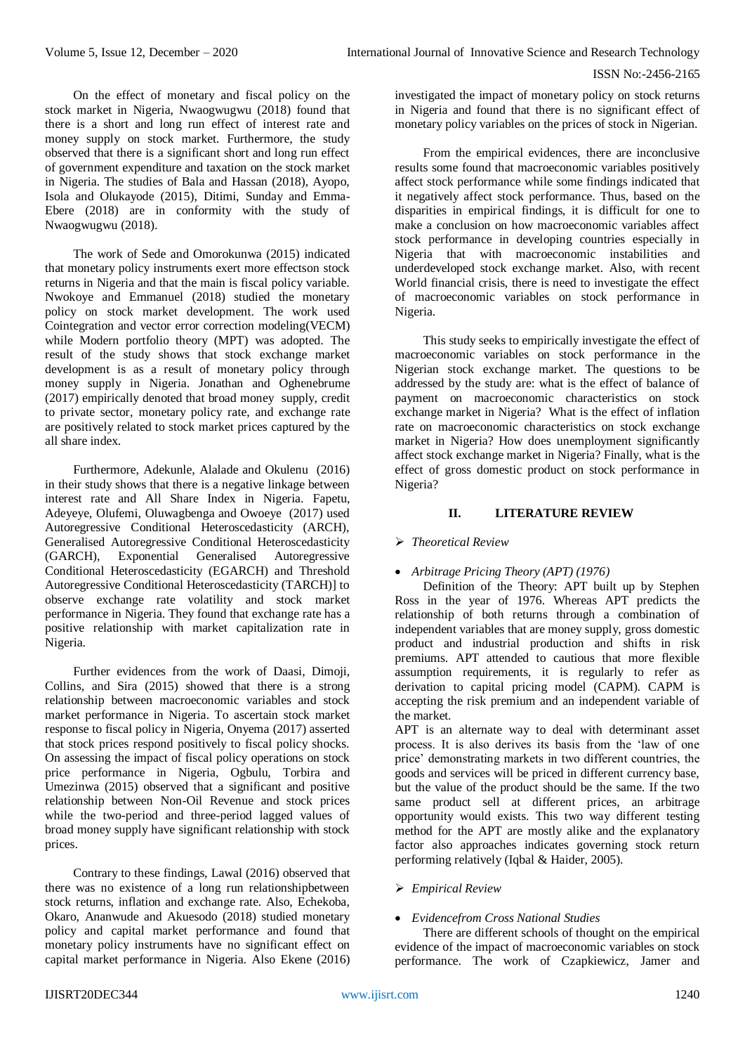On the effect of monetary and fiscal policy on the stock market in Nigeria, Nwaogwugwu (2018) found that there is a short and long run effect of interest rate and money supply on stock market. Furthermore, the study observed that there is a significant short and long run effect of government expenditure and taxation on the stock market in Nigeria. The studies of Bala and Hassan (2018), Ayopo, Isola and Olukayode (2015), Ditimi, Sunday and Emma-Ebere (2018) are in conformity with the study of Nwaogwugwu (2018).

The work of Sede and Omorokunwa (2015) indicated that monetary policy instruments exert more effectson stock returns in Nigeria and that the main is fiscal policy variable. Nwokoye and Emmanuel (2018) studied the monetary policy on stock market development. The work used Cointegration and vector error correction modeling(VECM) while Modern portfolio theory (MPT) was adopted. The result of the study shows that stock exchange market development is as a result of monetary policy through money supply in Nigeria. Jonathan and Oghenebrume (2017) empirically denoted that broad money supply, credit to private sector, monetary policy rate, and exchange rate are positively related to stock market prices captured by the all share index.

Furthermore, Adekunle, Alalade and Okulenu (2016) in their study shows that there is a negative linkage between interest rate and All Share Index in Nigeria. Fapetu, Adeyeye, Olufemi, Oluwagbenga and Owoeye (2017) used Autoregressive Conditional Heteroscedasticity (ARCH), Generalised Autoregressive Conditional Heteroscedasticity (GARCH), Exponential Generalised Autoregressive Conditional Heteroscedasticity (EGARCH) and Threshold Autoregressive Conditional Heteroscedasticity (TARCH)] to observe exchange rate volatility and stock market performance in Nigeria. They found that exchange rate has a positive relationship with market capitalization rate in Nigeria.

Further evidences from the work of Daasi, Dimoji, Collins, and Sira (2015) showed that there is a strong relationship between macroeconomic variables and stock market performance in Nigeria. To ascertain stock market response to fiscal policy in Nigeria, Onyema (2017) asserted that stock prices respond positively to fiscal policy shocks. On assessing the impact of fiscal policy operations on stock price performance in Nigeria, Ogbulu, Torbira and Umezinwa (2015) observed that a significant and positive relationship between Non-Oil Revenue and stock prices while the two-period and three-period lagged values of broad money supply have significant relationship with stock prices.

Contrary to these findings, Lawal (2016) observed that there was no existence of a long run relationshipbetween stock returns, inflation and exchange rate. Also, Echekoba, Okaro, Ananwude and Akuesodo (2018) studied monetary policy and capital market performance and found that monetary policy instruments have no significant effect on capital market performance in Nigeria. Also Ekene (2016) investigated the impact of monetary policy on stock returns in Nigeria and found that there is no significant effect of monetary policy variables on the prices of stock in Nigerian.

From the empirical evidences, there are inconclusive results some found that macroeconomic variables positively affect stock performance while some findings indicated that it negatively affect stock performance. Thus, based on the disparities in empirical findings, it is difficult for one to make a conclusion on how macroeconomic variables affect stock performance in developing countries especially in Nigeria that with macroeconomic instabilities and underdeveloped stock exchange market. Also, with recent World financial crisis, there is need to investigate the effect of macroeconomic variables on stock performance in Nigeria.

This study seeks to empirically investigate the effect of macroeconomic variables on stock performance in the Nigerian stock exchange market. The questions to be addressed by the study are: what is the effect of balance of payment on macroeconomic characteristics on stock exchange market in Nigeria? What is the effect of inflation rate on macroeconomic characteristics on stock exchange market in Nigeria? How does unemployment significantly affect stock exchange market in Nigeria? Finally, what is the effect of gross domestic product on stock performance in Nigeria?

## II. LITERATURE REVIEW

### *Theoretical Review*

- *Arbitrage Pricing Theory (APT) (1976)*

Definition of the Theory: APT built up by Stephen Ross in the year of 1976. Whereas APT predicts the relationship of both returns through a combination of independent variables that are money supply, gross domestic product and industrial production and shifts in risk premiums. APT attended to cautious that more flexible assumption requirements, it is regularly to refer as derivation to capital pricing model (CAPM). CAPM is accepting the risk premium and an independent variable of the market.

APT is an alternate way to deal with determinant asset process. It is also derives its basis from the 'law of one price' demonstrating markets in two different countries, the goods and services will be priced in different currency base, but the value of the product should be the same. If the two same product sell at different prices, an arbitrage opportunity would exists. This two way different testing method for the APT are mostly alike and the explanatory factor also approaches indicates governing stock return performing relatively (Iqbal & Haider, 2005).

### *Empirical Review*

- *Evidencefrom Cross National Studies*

There are different schools of thought on the empirical evidence of the impact of macroeconomic variables on stock performance. The work of Czapkiewicz, Jamer and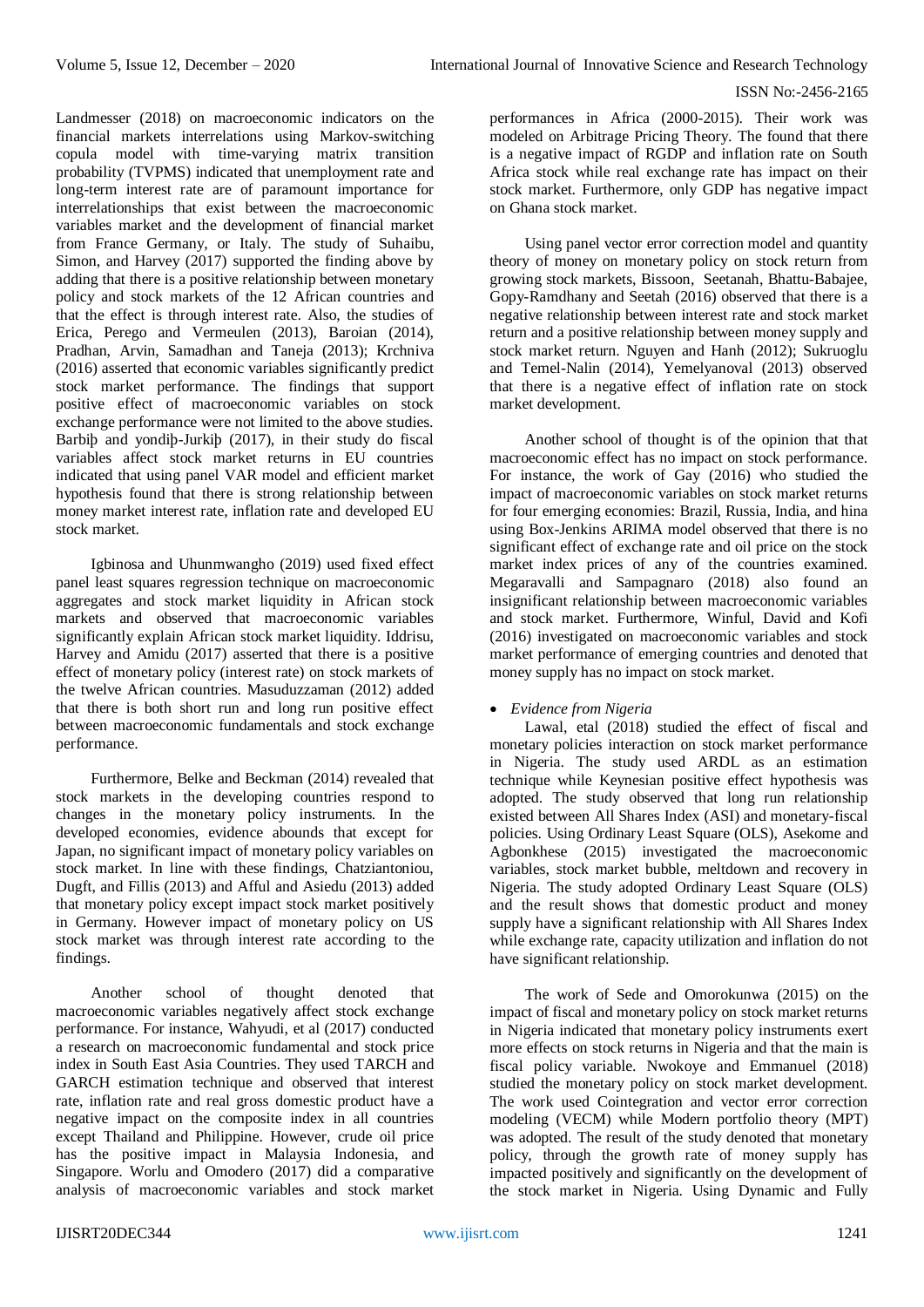Landmesser (2018) on macroeconomic indicators on the financial markets interrelations using Markov-switching copula model with time-varying matrix transition probability (TVPMS) indicated that unemployment rate and long-term interest rate are of paramount importance for interrelationships that exist between the macroeconomic variables market and the development of financial market from France Germany, or Italy. The study of Suhaibu, Simon, and Harvey (2017) supported the finding above by adding that there is a positive relationship between monetary policy and stock markets of the 12 African countries and that the effect is through interest rate. Also, the studies of Erica, Perego and Vermeulen (2013), Baroian (2014), Pradhan, Arvin, Samadhan and Taneja (2013); Krchniva (2016) asserted that economic variables significantly predict stock market performance. The findings that support positive effect of macroeconomic variables on stock exchange performance were not limited to the above studies. Barbiþ and yondiþ-Jurkiþ (2017), in their study do fiscal variables affect stock market returns in EU countries indicated that using panel VAR model and efficient market hypothesis found that there is strong relationship between money market interest rate, inflation rate and developed EU stock market.

Igbinosa and Uhunmwangho (2019) used fixed effect panel least squares regression technique on macroeconomic aggregates and stock market liquidity in African stock markets and observed that macroeconomic variables significantly explain African stock market liquidity. Iddrisu, Harvey and Amidu (2017) asserted that there is a positive effect of monetary policy (interest rate) on stock markets of the twelve African countries. Masuduzzaman (2012) added that there is both short run and long run positive effect between macroeconomic fundamentals and stock exchange performance.

Furthermore, Belke and Beckman (2014) revealed that stock markets in the developing countries respond to changes in the monetary policy instruments. In the developed economies, evidence abounds that except for Japan, no significant impact of monetary policy variables on stock market. In line with these findings, Chatziantoniou, Dugft, and Fillis (2013) and Afful and Asiedu (2013) added that monetary policy except impact stock market positively in Germany. However impact of monetary policy on US stock market was through interest rate according to the findings.

Another school of thought denoted that macroeconomic variables negatively affect stock exchange performance. For instance, Wahyudi, et al (2017) conducted a research on macroeconomic fundamental and stock price index in South East Asia Countries. They used TARCH and GARCH estimation technique and observed that interest rate, inflation rate and real gross domestic product have a negative impact on the composite index in all countries except Thailand and Philippine. However, crude oil price has the positive impact in Malaysia Indonesia, and Singapore. Worlu and Omodero (2017) did a comparative analysis of macroeconomic variables and stock market performances in Africa (2000-2015). Their work was modeled on Arbitrage Pricing Theory. The found that there is a negative impact of RGDP and inflation rate on South Africa stock while real exchange rate has impact on their stock market. Furthermore, only GDP has negative impact on Ghana stock market.

Using panel vector error correction model and quantity theory of money on monetary policy on stock return from growing stock markets, Bissoon, Seetanah, Bhattu-Babajee, Gopy-Ramdhany and Seetah (2016) observed that there is a negative relationship between interest rate and stock market return and a positive relationship between money supply and stock market return. Nguyen and Hanh (2012); Sukruoglu and Temel-Nalin (2014), Yemelyanoval (2013) observed that there is a negative effect of inflation rate on stock market development.

Another school of thought is of the opinion that that macroeconomic effect has no impact on stock performance. For instance, the work of Gay (2016) who studied the impact of macroeconomic variables on stock market returns for four emerging economies: Brazil, Russia, India, and hina using Box-Jenkins ARIMA model observed that there is no significant effect of exchange rate and oil price on the stock market index prices of any of the countries examined. Megaravalli and Sampagnaro (2018) also found an insignificant relationship between macroeconomic variables and stock market. Furthermore, Winful, David and Kofi (2016) investigated on macroeconomic variables and stock market performance of emerging countries and denoted that money supply has no impact on stock market.

- *Evidence from Nigeria*

Lawal, etal (2018) studied the effect of fiscal and monetary policies interaction on stock market performance in Nigeria. The study used ARDL as an estimation technique while Keynesian positive effect hypothesis was adopted. The study observed that long run relationship existed between All Shares Index (ASI) and monetary-fiscal policies. Using Ordinary Least Square (OLS), Asekome and Agbonkhese (2015) investigated the macroeconomic variables, stock market bubble, meltdown and recovery in Nigeria. The study adopted Ordinary Least Square (OLS) and the result shows that domestic product and money supply have a significant relationship with All Shares Index while exchange rate, capacity utilization and inflation do not have significant relationship.

The work of Sede and Omorokunwa (2015) on the impact of fiscal and monetary policy on stock market returns in Nigeria indicated that monetary policy instruments exert more effects on stock returns in Nigeria and that the main is fiscal policy variable. Nwokoye and Emmanuel (2018) studied the monetary policy on stock market development. The work used Cointegration and vector error correction modeling (VECM) while Modern portfolio theory (MPT) was adopted. The result of the study denoted that monetary policy, through the growth rate of money supply has impacted positively and significantly on the development of the stock market in Nigeria. Using Dynamic and Fully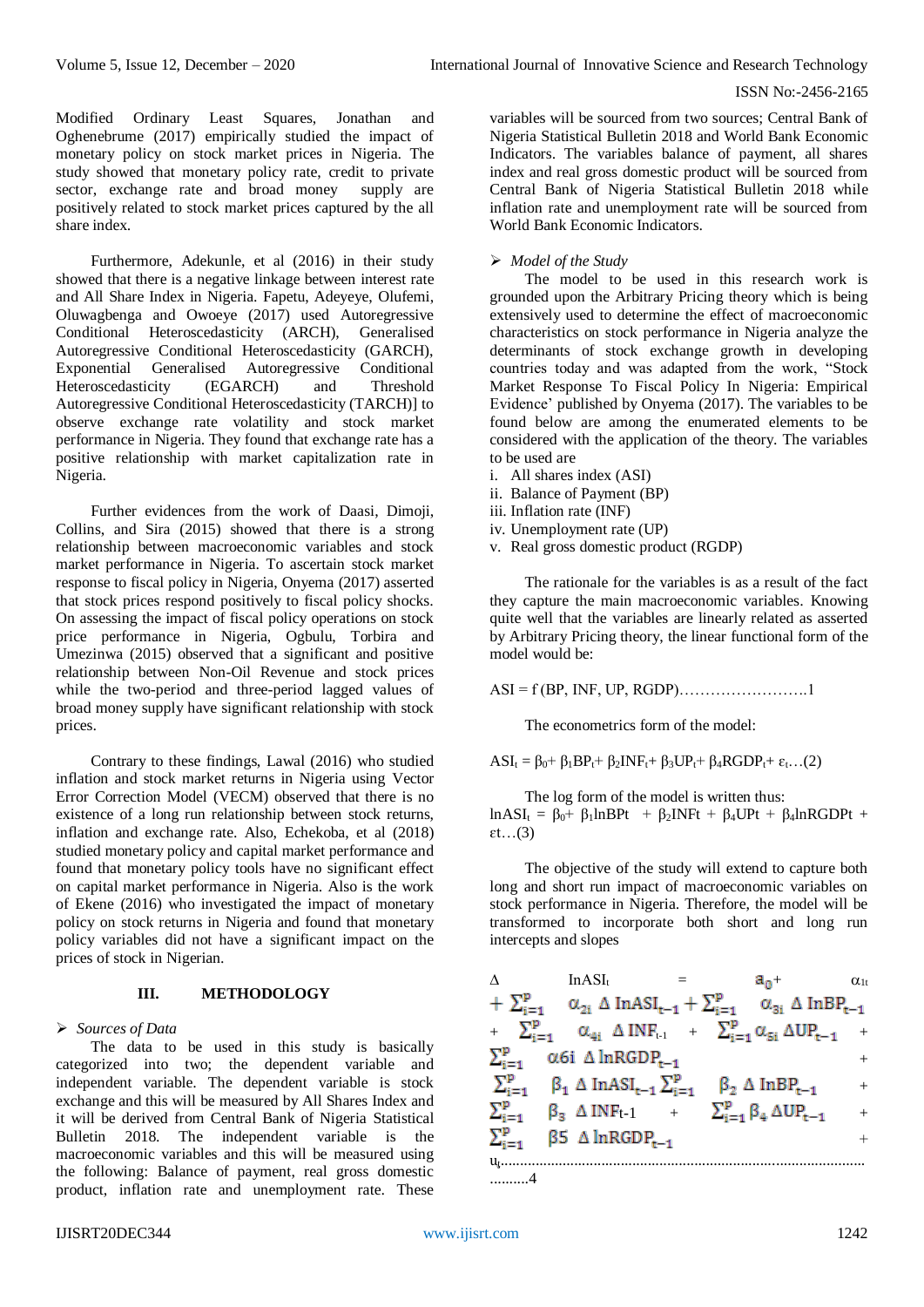Modified Ordinary Least Squares, Jonathan and Oghenebrume (2017) empirically studied the impact of monetary policy on stock market prices in Nigeria. The study showed that monetary policy rate, credit to private sector, exchange rate and broad money supply are positively related to stock market prices captured by the all share index.

Furthermore, Adekunle, et al (2016) in their study showed that there is a negative linkage between interest rate and All Share Index in Nigeria. Fapetu, Adeyeye, Olufemi, Oluwagbenga and Owoeye (2017) used Autoregressive Conditional Heteroscedasticity (ARCH), Generalised Autoregressive Conditional Heteroscedasticity (GARCH), Exponential Generalised Autoregressive Conditional Heteroscedasticity (EGARCH) and Threshold Autoregressive Conditional Heteroscedasticity (TARCH)] to observe exchange rate volatility and stock market performance in Nigeria. They found that exchange rate has a positive relationship with market capitalization rate in Nigeria.

Further evidences from the work of Daasi, Dimoji, Collins, and Sira (2015) showed that there is a strong relationship between macroeconomic variables and stock market performance in Nigeria. To ascertain stock market response to fiscal policy in Nigeria, Onyema (2017) asserted that stock prices respond positively to fiscal policy shocks. On assessing the impact of fiscal policy operations on stock price performance in Nigeria, Ogbulu, Torbira and Umezinwa (2015) observed that a significant and positive relationship between Non-Oil Revenue and stock prices while the two-period and three-period lagged values of broad money supply have significant relationship with stock prices.

Contrary to these findings, Lawal (2016) who studied inflation and stock market returns in Nigeria using Vector Error Correction Model (VECM) observed that there is no existence of a long run relationship between stock returns, inflation and exchange rate. Also, Echekoba, et al (2018) studied monetary policy and capital market performance and found that monetary policy tools have no significant effect on capital market performance in Nigeria. Also is the work of Ekene (2016) who investigated the impact of monetary policy on stock returns in Nigeria and found that monetary policy variables did not have a significant impact on the prices of stock in Nigerian.

## III. METHODOLOGY

### ➢ *Sources of Data*

The data to be used in this study is basically categorized into two; the dependent variable and independent variable. The dependent variable is stock exchange and this will be measured by All Shares Index and it will be derived from Central Bank of Nigeria Statistical Bulletin 2018. The independent variable is the macroeconomic variables and this will be measured using the following: Balance of payment, real gross domestic product, inflation rate and unemployment rate. These variables will be sourced from two sources; Central Bank of Nigeria Statistical Bulletin 2018 and World Bank Economic Indicators. The variables balance of payment, all shares index and real gross domestic product will be sourced from Central Bank of Nigeria Statistical Bulletin 2018 while inflation rate and unemployment rate will be sourced from World Bank Economic Indicators.

### ➢ *Model of the Study*

The model to be used in this research work is grounded upon the Arbitrary Pricing theory which is being extensively used to determine the effect of macroeconomic characteristics on stock performance in Nigeria analyze the determinants of stock exchange growth in developing countries today and was adapted from the work, "Stock Market Response To Fiscal Policy In Nigeria: Empirical Evidence' published by Onyema (2017). The variables to be found below are among the enumerated elements to be considered with the application of the theory. The variables to be used are

i. All shares index (ASI)
ii. Balance of Payment (BP)
iii. Inflation rate (INF)
iv. Unemployment rate (UP)
v. Real gross domestic product (RGDP)

The rationale for the variables is as a result of the fact they capture the main macroeconomic variables. Knowing quite well that the variables are linearly related as asserted by Arbitrary Pricing theory, the linear functional form of the model would be:

$$ASI = f(BP, INF, UP, RGDP) \ldots\ldots\ldots\ldots\ldots\ldots\ldots 1$$

The econometrics form of the model:

$$ASI_t = \beta_0 + \beta_1 BP_t + \beta_2 INF_t + \beta_3 UP_t + \beta_4 RGDP_t + \varepsilon_t \ldots(2)$$

The log form of the model is written thus:

$$\ln ASI_t = \beta_0 + \beta_1 \ln BPt + \beta_2 INFt + \beta_4 UPt + \beta_4 \ln RGDPt + \varepsilon t \ldots(3)$$

The objective of the study will extend to capture both long and short run impact of macroeconomic variables on stock performance in Nigeria. Therefore, the model will be transformed to incorporate both short and long run intercepts and slopes

$$\Delta \ \text{InASI}_t = a_0 + \alpha_{1t} + \sum_{i=1}^{p} \alpha_{2i} \ \Delta \ \text{InASI}_{t-1} + \sum_{i=1}^{p} \alpha_{3i} \ \Delta \ \text{InBP}_{t-1} + \sum_{i=1}^{p} \alpha_{4i} \ \Delta \ \text{INF}_{t-1} + \sum_{i=1}^{p} \alpha_{5i} \ \Delta\text{UP}_{t-1} + \sum_{i=1}^{p} \alpha 6i \ \Delta \ \ln\text{RGDP}_{t-1} + \sum_{i=1}^{p} \beta_1 \ \Delta \ \text{InASI}_{t-1} \sum_{i=1}^{p} \beta_2 \ \Delta \ \text{InBP}_{t-1} + \sum_{i=1}^{p} \beta_3 \ \Delta \ \text{INF}_{t-1} + \sum_{i=1}^{p} \beta_4 \ \Delta\text{UP}_{t-1} + \sum_{i=1}^{p} \beta 5 \ \Delta \ \ln\text{RGDP}_{t-1} + u_t \ldots\ldots\ldots 4$$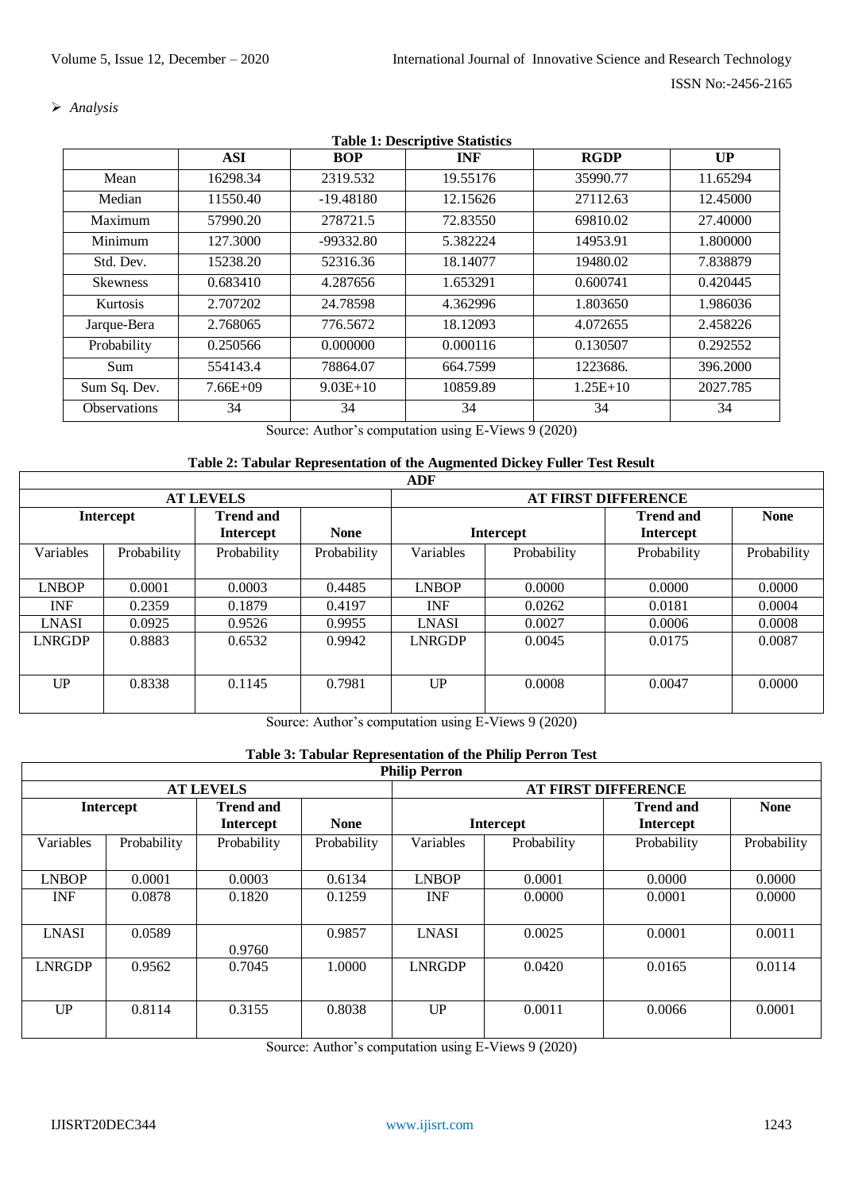> *Analysis*

**Table 1: Descriptive Statistics**

| | ASI | BOP | INF | RGDP | UP |
|---|---|---|---|---|---|
| Mean | 16298.34 | 2319.532 | 19.55176 | 35990.77 | 11.65294 |
| Median | 11550.40 | -19.48180 | 12.15626 | 27112.63 | 12.45000 |
| Maximum | 57990.20 | 278721.5 | 72.83550 | 69810.02 | 27.40000 |
| Minimum | 127.3000 | -99332.80 | 5.382224 | 14953.91 | 1.800000 |
| Std. Dev. | 15238.20 | 52316.36 | 18.14077 | 19480.02 | 7.838879 |
| Skewness | 0.683410 | 4.287656 | 1.653291 | 0.600741 | 0.420445 |
| Kurtosis | 2.707202 | 24.78598 | 4.362996 | 1.803650 | 1.986036 |
| Jarque-Bera | 2.768065 | 776.5672 | 18.12093 | 4.072655 | 2.458226 |
| Probability | 0.250566 | 0.000000 | 0.000116 | 0.130507 | 0.292552 |
| Sum | 554143.4 | 78864.07 | 664.7599 | 1223686. | 396.2000 |
| Sum Sq. Dev. | 7.66E+09 | 9.03E+10 | 10859.89 | 1.25E+10 | 2027.785 |
| Observations | 34 | 34 | 34 | 34 | 34 |

Source: Author's computation using E-Views 9 (2020)

**Table 2: Tabular Representation of the Augmented Dickey Fuller Test Result**

| ADF | | | | | | | |
|---|---|---|---|---|---|---|---|
| AT LEVELS | | | | AT FIRST DIFFERENCE | | | |
| Intercept | | Trend and Intercept | None | Intercept | | Trend and Intercept | None |
| Variables | Probability | Probability | Probability | Variables | Probability | Probability | Probability |
| LNBOP | 0.0001 | 0.0003 | 0.4485 | LNBOP | 0.0000 | 0.0000 | 0.0000 |
| INF | 0.2359 | 0.1879 | 0.4197 | INF | 0.0262 | 0.0181 | 0.0004 |
| LNASI | 0.0925 | 0.9526 | 0.9955 | LNASI | 0.0027 | 0.0006 | 0.0008 |
| LNRGDP | 0.8883 | 0.6532 | 0.9942 | LNRGDP | 0.0045 | 0.0175 | 0.0087 |
| UP | 0.8338 | 0.1145 | 0.7981 | UP | 0.0008 | 0.0047 | 0.0000 |

Source: Author's computation using E-Views 9 (2020)

**Table 3: Tabular Representation of the Philip Perron Test**

| Philip Perron | | | | | | | |
|---|---|---|---|---|---|---|---|
| AT LEVELS | | | | AT FIRST DIFFERENCE | | | |
| Intercept | | Trend and Intercept | None | Intercept | | Trend and Intercept | None |
| Variables | Probability | Probability | Probability | Variables | Probability | Probability | Probability |
| LNBOP | 0.0001 | 0.0003 | 0.6134 | LNBOP | 0.0001 | 0.0000 | 0.0000 |
| INF | 0.0878 | 0.1820 | 0.1259 | INF | 0.0000 | 0.0001 | 0.0000 |
| LNASI | 0.0589 | 0.9760 | 0.9857 | LNASI | 0.0025 | 0.0001 | 0.0011 |
| LNRGDP | 0.9562 | 0.7045 | 1.0000 | LNRGDP | 0.0420 | 0.0165 | 0.0114 |
| UP | 0.8114 | 0.3155 | 0.8038 | UP | 0.0011 | 0.0066 | 0.0001 |

Source: Author's computation using E-Views 9 (2020)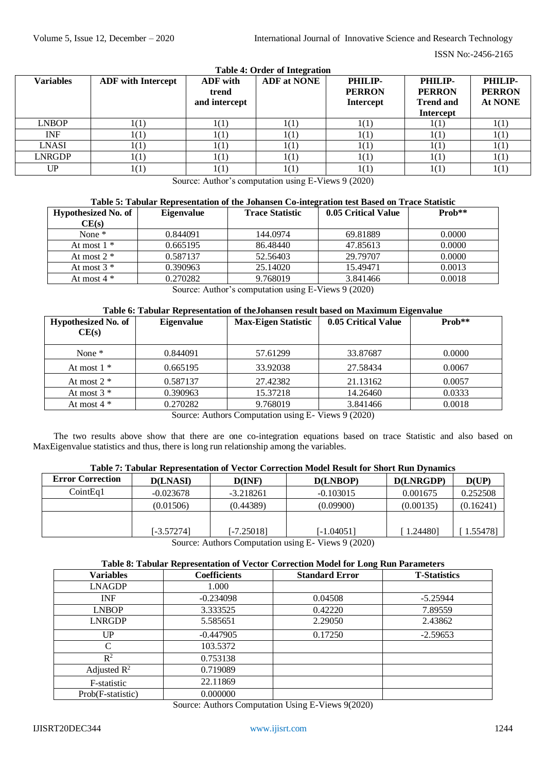**Table 4: Order of Integration**

| Variables | ADF with Intercept | ADF with trend and intercept | ADF at NONE | PHILIP-PERRON Intercept | PHILIP-PERRON Trend and Intercept | PHILIP-PERRON At NONE |
|---|---|---|---|---|---|---|
| LNBOP | 1(1) | 1(1) | 1(1) | 1(1) | 1(1) | 1(1) |
| INF | 1(1) | 1(1) | 1(1) | 1(1) | 1(1) | 1(1) |
| LNASI | 1(1) | 1(1) | 1(1) | 1(1) | 1(1) | 1(1) |
| LNRGDP | 1(1) | 1(1) | 1(1) | 1(1) | 1(1) | 1(1) |
| UP | 1(1) | 1(1) | 1(1) | 1(1) | 1(1) | 1(1) |

Source: Author's computation using E-Views 9 (2020)

**Table 5: Tabular Representation of the Johansen Co-integration test Based on Trace Statistic**

| Hypothesized No. of CE(s) | Eigenvalue | Trace Statistic | 0.05 Critical Value | Prob** |
|---|---|---|---|---|
| None * | 0.844091 | 144.0974 | 69.81889 | 0.0000 |
| At most 1 * | 0.665195 | 86.48440 | 47.85613 | 0.0000 |
| At most 2 * | 0.587137 | 52.56403 | 29.79707 | 0.0000 |
| At most 3 * | 0.390963 | 25.14020 | 15.49471 | 0.0013 |
| At most 4 * | 0.270282 | 9.768019 | 3.841466 | 0.0018 |

Source: Author's computation using E-Views 9 (2020)

**Table 6: Tabular Representation of theJohansen result based on Maximum Eigenvalue**

| Hypothesized No. of CE(s) | Eigenvalue | Max-Eigen Statistic | 0.05 Critical Value | Prob** |
|---|---|---|---|---|
| None * | 0.844091 | 57.61299 | 33.87687 | 0.0000 |
| At most 1 * | 0.665195 | 33.92038 | 27.58434 | 0.0067 |
| At most 2 * | 0.587137 | 27.42382 | 21.13162 | 0.0057 |
| At most 3 * | 0.390963 | 15.37218 | 14.26460 | 0.0333 |
| At most 4 * | 0.270282 | 9.768019 | 3.841466 | 0.0018 |

Source: Authors Computation using E- Views 9 (2020)

The two results above show that there are one co-integration equations based on trace Statistic and also based on MaxEigenvalue statistics and thus, there is long run relationship among the variables.

**Table 7: Tabular Representation of Vector Correction Model Result for Short Run Dynamics**

| Error Correction | D(LNASI) | D(INF) | D(LNBOP) | D(LNRGDP) | D(UP) |
|---|---|---|---|---|---|
| CointEq1 | -0.023678 | -3.218261 | -0.103015 | 0.001675 | 0.252508 |
| | (0.01506) | (0.44389) | (0.09900) | (0.00135) | (0.16241) |
| | [-3.57274] | [-7.25018] | [-1.04051] | [ 1.24480] | [ 1.55478] |

Source: Authors Computation using E- Views 9 (2020)

**Table 8: Tabular Representation of Vector Correction Model for Long Run Parameters**

| Variables | Coefficients | Standard Error | T-Statistics |
|---|---|---|---|
| LNAGDP | 1.000 | | |
| INF | -0.234098 | 0.04508 | -5.25944 |
| LNBOP | 3.333525 | 0.42220 | 7.89559 |
| LNRGDP | 5.585651 | 2.29050 | 2.43862 |
| UP | -0.447905 | 0.17250 | -2.59653 |
| C | 103.5372 | | |
| $R^2$ | 0.753138 | | |
| Adjusted $R^2$ | 0.719089 | | |
| F-statistic | 22.11869 | | |
| Prob(F-statistic) | 0.000000 | | |

Source: Authors Computation Using E-Views 9(2020)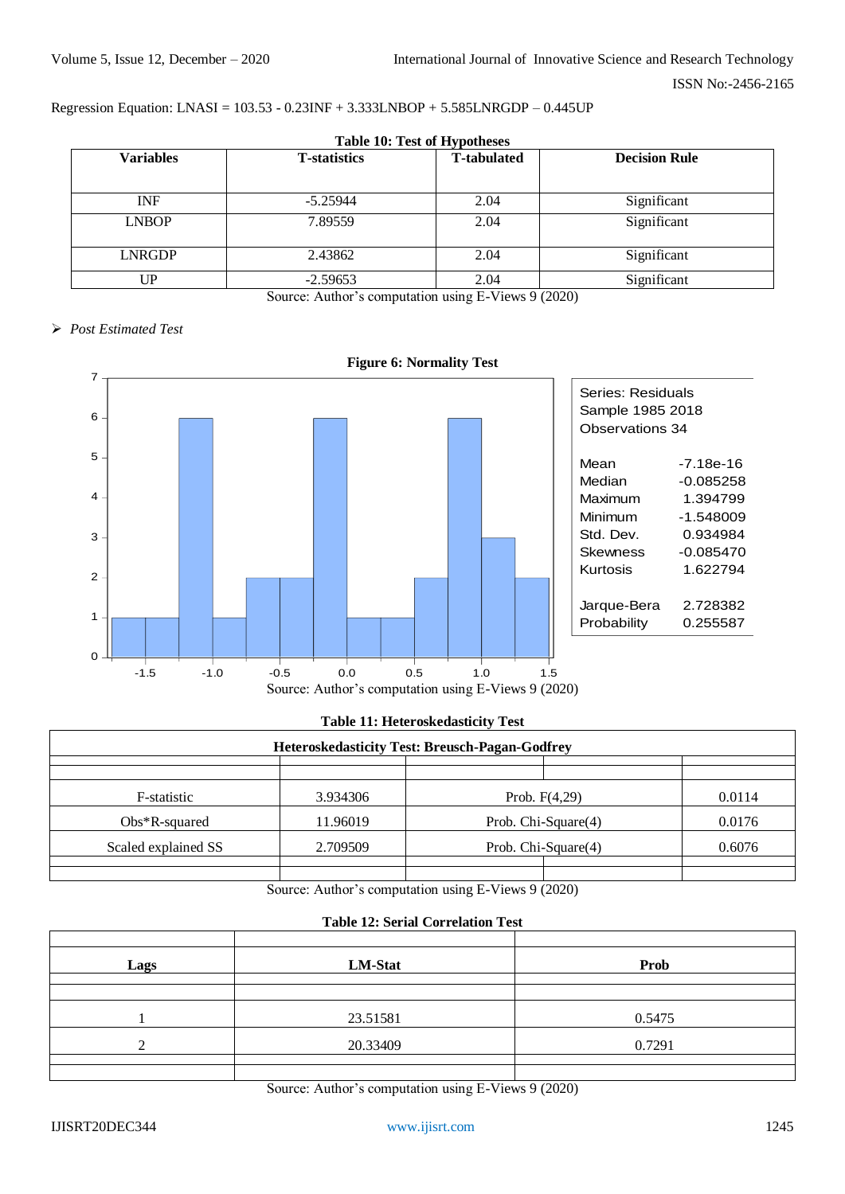Regression Equation: LNASI = 103.53 - 0.23INF + 3.333LNBOP + 5.585LNRGDP – 0.445UP

**Table 10: Test of Hypotheses**

| Variables | T-statistics | T-tabulated | Decision Rule |
|---|---|---|---|
| INF | -5.25944 | 2.04 | Significant |
| LNBOP | 7.89559 | 2.04 | Significant |
| LNRGDP | 2.43862 | 2.04 | Significant |
| UP | -2.59653 | 2.04 | Significant |

Source: Author's computation using E-Views 9 (2020)

➢ *Post Estimated Test*

**Figure 6: Normality Test**

| Series: Residuals | |
|---|---|
| Sample 1985 2018 | |
| Observations 34 | |
| Mean | -7.18e-16 |
| Median | -0.085258 |
| Maximum | 1.394799 |
| Minimum | -1.548009 |
| Std. Dev. | 0.934984 |
| Skewness | -0.085470 |
| Kurtosis | 1.622794 |
| Jarque-Bera | 2.728382 |
| Probability | 0.255587 |

Source: Author's computation using E-Views 9 (2020)

**Table 11: Heteroskedasticity Test**

| Heteroskedasticity Test: Breusch-Pagan-Godfrey | | | |
|---|---|---|---|
| F-statistic | 3.934306 | Prob. F(4,29) | 0.0114 |
| Obs*R-squared | 11.96019 | Prob. Chi-Square(4) | 0.0176 |
| Scaled explained SS | 2.709509 | Prob. Chi-Square(4) | 0.6076 |

Source: Author's computation using E-Views 9 (2020)

**Table 12: Serial Correlation Test**

| Lags | LM-Stat | Prob |
|---|---|---|
| 1 | 23.51581 | 0.5475 |
| 2 | 20.33409 | 0.7291 |

Source: Author's computation using E-Views 9 (2020)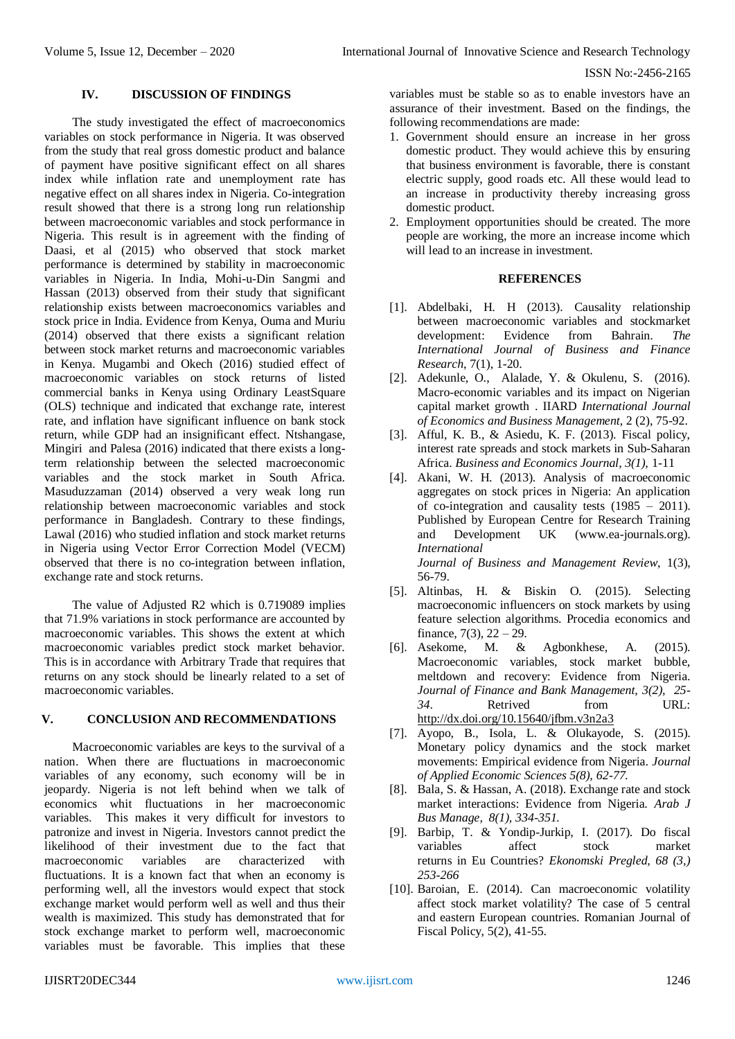## IV. DISCUSSION OF FINDINGS

The study investigated the effect of macroeconomics variables on stock performance in Nigeria. It was observed from the study that real gross domestic product and balance of payment have positive significant effect on all shares index while inflation rate and unemployment rate has negative effect on all shares index in Nigeria. Co-integration result showed that there is a strong long run relationship between macroeconomic variables and stock performance in Nigeria. This result is in agreement with the finding of Daasi, et al (2015) who observed that stock market performance is determined by stability in macroeconomic variables in Nigeria. In India, Mohi-u-Din Sangmi and Hassan (2013) observed from their study that significant relationship exists between macroeconomics variables and stock price in India. Evidence from Kenya, Ouma and Muriu (2014) observed that there exists a significant relation between stock market returns and macroeconomic variables in Kenya. Mugambi and Okech (2016) studied effect of macroeconomic variables on stock returns of listed commercial banks in Kenya using Ordinary LeastSquare (OLS) technique and indicated that exchange rate, interest rate, and inflation have significant influence on bank stock return, while GDP had an insignificant effect. Ntshangase, Mingiri and Palesa (2016) indicated that there exists a long-term relationship between the selected macroeconomic variables and the stock market in South Africa. Masuduzzaman (2014) observed a very weak long run relationship between macroeconomic variables and stock performance in Bangladesh. Contrary to these findings, Lawal (2016) who studied inflation and stock market returns in Nigeria using Vector Error Correction Model (VECM) observed that there is no co-integration between inflation, exchange rate and stock returns.

The value of Adjusted R2 which is 0.719089 implies that 71.9% variations in stock performance are accounted by macroeconomic variables. This shows the extent at which macroeconomic variables predict stock market behavior. This is in accordance with Arbitrary Trade that requires that returns on any stock should be linearly related to a set of macroeconomic variables.

## V. CONCLUSION AND RECOMMENDATIONS

Macroeconomic variables are keys to the survival of a nation. When there are fluctuations in macroeconomic variables of any economy, such economy will be in jeopardy. Nigeria is not left behind when we talk of economics whit fluctuations in her macroeconomic variables. This makes it very difficult for investors to patronize and invest in Nigeria. Investors cannot predict the likelihood of their investment due to the fact that macroeconomic variables are characterized with fluctuations. It is a known fact that when an economy is performing well, all the investors would expect that stock exchange market would perform well as well and thus their wealth is maximized. This study has demonstrated that for stock exchange market to perform well, macroeconomic variables must be favorable. This implies that these variables must be stable so as to enable investors have an assurance of their investment. Based on the findings, the following recommendations are made:

1. Government should ensure an increase in her gross domestic product. They would achieve this by ensuring that business environment is favorable, there is constant electric supply, good roads etc. All these would lead to an increase in productivity thereby increasing gross domestic product.
2. Employment opportunities should be created. The more people are working, the more an increase income which will lead to an increase in investment.

## REFERENCES

[1]. Abdelbaki, H. H (2013). Causality relationship between macroeconomic variables and stockmarket development: Evidence from Bahrain. *The International Journal of Business and Finance Research*, 7(1), 1-20.

[2]. Adekunle, O., Alalade, Y. & Okulenu, S. (2016). Macro-economic variables and its impact on Nigerian capital market growth . IIARD *International Journal of Economics and Business Management*, 2 (2), 75-92.

[3]. Afful, K. B., & Asiedu, K. F. (2013). Fiscal policy, interest rate spreads and stock markets in Sub-Saharan Africa. *Business and Economics Journal, 3(1),* 1-11

[4]. Akani, W. H. (2013). Analysis of macroeconomic aggregates on stock prices in Nigeria: An application of co-integration and causality tests (1985 – 2011). Published by European Centre for Research Training and Development UK (www.ea-journals.org). *International Journal of Business and Management Review*, 1(3), 56-79.

[5]. Altinbas, H. & Biskin O. (2015). Selecting macroeconomic influencers on stock markets by using feature selection algorithms. Procedia economics and finance, 7(3), 22 – 29.

[6]. Asekome, M. & Agbonkhese, A. (2015). Macroeconomic variables, stock market bubble, meltdown and recovery: Evidence from Nigeria. *Journal of Finance and Bank Management, 3(2), 25-34*. Retrived from URL: http://dx.doi.org/10.15640/jfbm.v3n2a3

[7]. Ayopo, B., Isola, L. & Olukayode, S. (2015). Monetary policy dynamics and the stock market movements: Empirical evidence from Nigeria. *Journal of Applied Economic Sciences 5(8), 62-77.*

[8]. Bala, S. & Hassan, A. (2018). Exchange rate and stock market interactions: Evidence from Nigeria. *Arab J Bus Manage, 8(1), 334-351.*

[9]. Barbip, T. & Yondip-Jurkip, I. (2017). Do fiscal variables affect stock market returns in Eu Countries? *Ekonomski Pregled, 68 (3,) 253-266*

[10]. Baroian, E. (2014). Can macroeconomic volatility affect stock market volatility? The case of 5 central and eastern European countries. Romanian Journal of Fiscal Policy, 5(2), 41-55.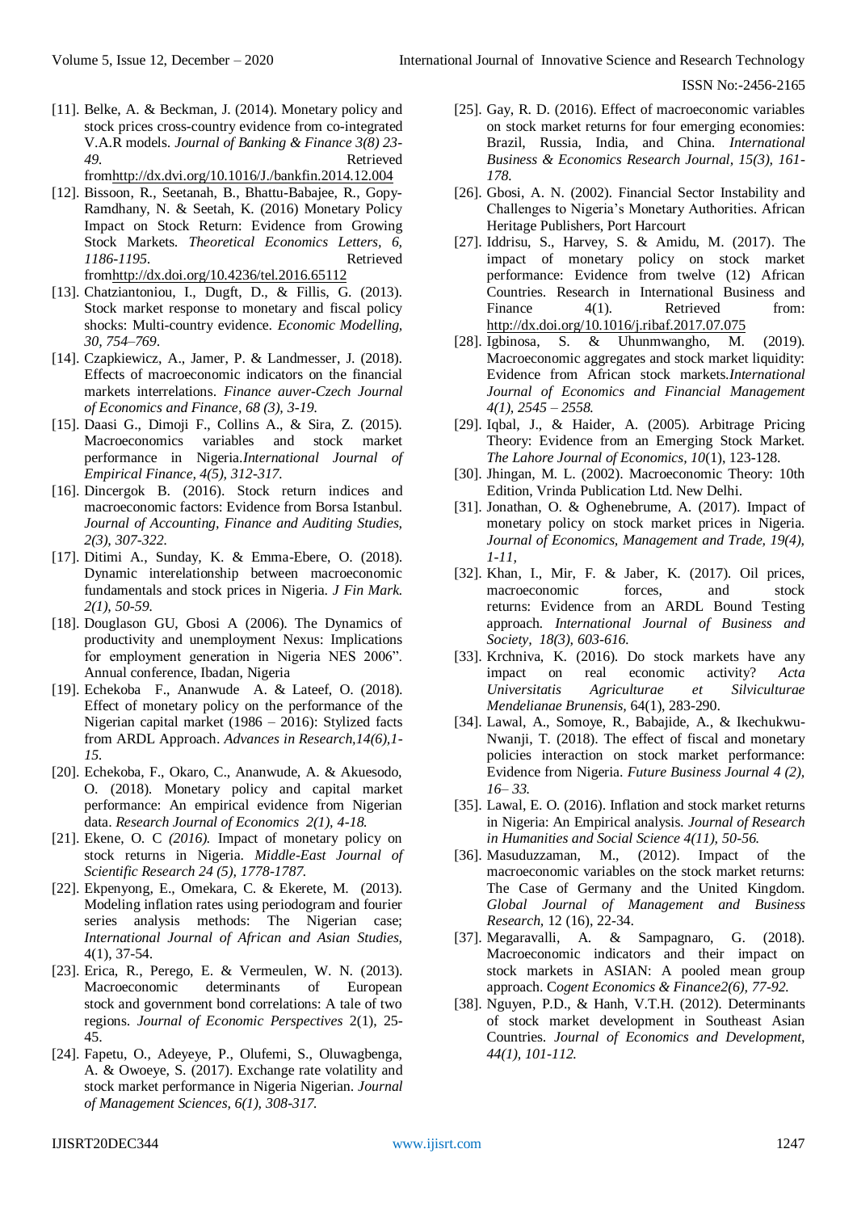[11]. Belke, A. & Beckman, J. (2014). Monetary policy and stock prices cross-country evidence from co-integrated V.A.R models. *Journal of Banking & Finance 3(8) 23-49.* Retrieved fromhttp://dx.dvi.org/10.1016/J./bankfin.2014.12.004

[12]. Bissoon, R., Seetanah, B., Bhattu-Babajee, R., Gopy-Ramdhany, N. & Seetah, K. (2016) Monetary Policy Impact on Stock Return: Evidence from Growing Stock Markets. *Theoretical Economics Letters, 6, 1186-1195.* Retrieved fromhttp://dx.doi.org/10.4236/tel.2016.65112

[13]. Chatziantoniou, I., Dugft, D., & Fillis, G. (2013). Stock market response to monetary and fiscal policy shocks: Multi-country evidence. *Economic Modelling, 30, 754–769.*

[14]. Czapkiewicz, A., Jamer, P. & Landmesser, J. (2018). Effects of macroeconomic indicators on the financial markets interrelations. *Finance auver-Czech Journal of Economics and Finance, 68 (3), 3-19.*

[15]. Daasi G., Dimoji F., Collins A., & Sira, Z. (2015). Macroeconomics variables and stock market performance in Nigeria.*International Journal of Empirical Finance, 4(5), 312-317.*

[16]. Dincergok B. (2016). Stock return indices and macroeconomic factors: Evidence from Borsa Istanbul. *Journal of Accounting, Finance and Auditing Studies, 2(3), 307-322.*

[17]. Ditimi A., Sunday, K. & Emma-Ebere, O. (2018). Dynamic interelationship between macroeconomic fundamentals and stock prices in Nigeria. *J Fin Mark. 2(1), 50-59.*

[18]. Douglason GU, Gbosi A (2006). The Dynamics of productivity and unemployment Nexus: Implications for employment generation in Nigeria NES 2006". Annual conference, Ibadan, Nigeria

[19]. Echekoba F., Ananwude A. & Lateef, O. (2018). Effect of monetary policy on the performance of the Nigerian capital market (1986 – 2016): Stylized facts from ARDL Approach. *Advances in Research,14(6),1-15.*

[20]. Echekoba, F., Okaro, C., Ananwude, A. & Akuesodo, O. (2018). Monetary policy and capital market performance: An empirical evidence from Nigerian data. *Research Journal of Economics 2(1), 4-18.*

[21]. Ekene, O. C *(2016).* Impact of monetary policy on stock returns in Nigeria. *Middle-East Journal of Scientific Research 24 (5), 1778-1787.*

[22]. Ekpenyong, E., Omekara, C. & Ekerete, M. (2013). Modeling inflation rates using periodogram and fourier series analysis methods: The Nigerian case; *International Journal of African and Asian Studies,* 4(1), 37-54.

[23]. Erica, R., Perego, E. & Vermeulen, W. N. (2013). Macroeconomic determinants of European stock and government bond correlations: A tale of two regions. *Journal of Economic Perspectives* 2(1), 25-45.

[24]. Fapetu, O., Adeyeye, P., Olufemi, S., Oluwagbenga, A. & Owoeye, S. (2017). Exchange rate volatility and stock market performance in Nigeria Nigerian. *Journal of Management Sciences, 6(1), 308-317.*

[25]. Gay, R. D. (2016). Effect of macroeconomic variables on stock market returns for four emerging economies: Brazil, Russia, India, and China. *International Business & Economics Research Journal, 15(3), 161-178.*

[26]. Gbosi, A. N. (2002). Financial Sector Instability and Challenges to Nigeria's Monetary Authorities. African Heritage Publishers, Port Harcourt

[27]. Iddrisu, S., Harvey, S. & Amidu, M. (2017). The impact of monetary policy on stock market performance: Evidence from twelve (12) African Countries. Research in International Business and Finance 4(1). Retrieved from: http://dx.doi.org/10.1016/j.ribaf.2017.07.075

[28]. Igbinosa, S. & Uhunmwangho, M. (2019). Macroeconomic aggregates and stock market liquidity: Evidence from African stock markets.*International Journal of Economics and Financial Management 4(1), 2545 – 2558.*

[29]. Iqbal, J., & Haider, A. (2005). Arbitrage Pricing Theory: Evidence from an Emerging Stock Market. *The Lahore Journal of Economics, 10*(1), 123-128.

[30]. Jhingan, M. L. (2002). Macroeconomic Theory: 10th Edition, Vrinda Publication Ltd. New Delhi.

[31]. Jonathan, O. & Oghenebrume, A. (2017). Impact of monetary policy on stock market prices in Nigeria. *Journal of Economics, Management and Trade, 19(4), 1-11,*

[32]. Khan, I., Mir, F. & Jaber, K. (2017). Oil prices, macroeconomic forces, and stock returns: Evidence from an ARDL Bound Testing approach. *International Journal of Business and Society, 18(3), 603-616.*

[33]. Krchniva, K. (2016). Do stock markets have any impact on real economic activity? *Acta Universitatis Agriculturae et Silviculturae Mendelianae Brunensis,* 64(1), 283-290.

[34]. Lawal, A., Somoye, R., Babajide, A., & Ikechukwu-Nwanji, T. (2018). The effect of fiscal and monetary policies interaction on stock market performance: Evidence from Nigeria. *Future Business Journal 4 (2), 16– 33.*

[35]. Lawal, E. O. (2016). Inflation and stock market returns in Nigeria: An Empirical analysis. *Journal of Research in Humanities and Social Science 4(11), 50-56.*

[36]. Masuduzzaman, M., (2012). Impact of the macroeconomic variables on the stock market returns: The Case of Germany and the United Kingdom. *Global Journal of Management and Business Research,* 12 (16), 22-34.

[37]. Megaravalli, A. & Sampagnaro, G. (2018). Macroeconomic indicators and their impact on stock markets in ASIAN: A pooled mean group approach. C*ogent Economics & Finance2(6), 77-92.*

[38]. Nguyen, P.D., & Hanh, V.T.H. (2012). Determinants of stock market development in Southeast Asian Countries. *Journal of Economics and Development, 44(1), 101-112.*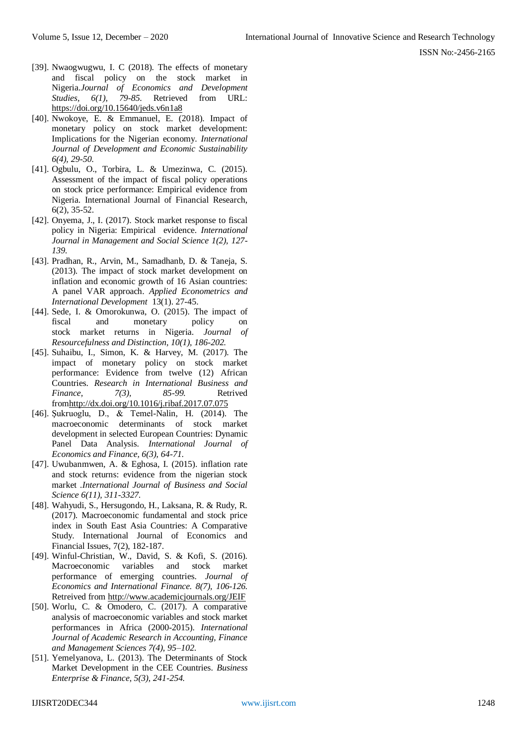[39]. Nwaogwugwu, I. C (2018). The effects of monetary and fiscal policy on the stock market in Nigeria.*Journal of Economics and Development Studies, 6(1), 79-85.* Retrieved from URL: https://doi.org/10.15640/jeds.v6n1a8

[40]. Nwokoye, E. & Emmanuel, E. (2018). Impact of monetary policy on stock market development: Implications for the Nigerian economy. *International Journal of Development and Economic Sustainability 6(4), 29-50.*

[41]. Ogbulu, O., Torbira, L. & Umezinwa, C. (2015). Assessment of the impact of fiscal policy operations on stock price performance: Empirical evidence from Nigeria. International Journal of Financial Research, 6(2), 35-52.

[42]. Onyema, J., I. (2017). Stock market response to fiscal policy in Nigeria: Empirical evidence. *International Journal in Management and Social Science 1(2), 127-139.*

[43]. Pradhan, R., Arvin, M., Samadhanb, D. & Taneja, S. (2013). The impact of stock market development on inflation and economic growth of 16 Asian countries: A panel VAR approach. *Applied Econometrics and International Development* 13(1). 27-45.

[44]. Sede, I. & Omorokunwa, O. (2015). The impact of fiscal and monetary policy on stock market returns in Nigeria. *Journal of Resourcefulness and Distinction, 10(1), 186-202.*

[45]. Suhaibu, I., Simon, K. & Harvey, M. (2017). The impact of monetary policy on stock market performance: Evidence from twelve (12) African Countries. *Research in International Business and Finance, 7(3), 85-99.* Retrived fromhttp://dx.doi.org/10.1016/j.ribaf.2017.07.075

[46]. Şukruoglu, D., & Temel-Nalin, H. (2014). The macroeconomic determinants of stock market development in selected European Countries: Dynamic Panel Data Analysis. *International Journal of Economics and Finance, 6(3), 64-71.*

[47]. Uwubanmwen, A. & Eghosa, I. (2015). inflation rate and stock returns: evidence from the nigerian stock market .*International Journal of Business and Social Science 6(11), 311-3327.*

[48]. Wahyudi, S., Hersugondo, H., Laksana, R. & Rudy, R. (2017). Macroeconomic fundamental and stock price index in South East Asia Countries: A Comparative Study. International Journal of Economics and Financial Issues, 7(2), 182-187.

[49]. Winful-Christian, W., David, S. & Kofi, S. (2016). Macroeconomic variables and stock market performance of emerging countries. *Journal of Economics and International Finance. 8(7), 106-126.* Retreived from http://www.academicjournals.org/JEIF

[50]. Worlu, C. & Omodero, C. (2017). A comparative analysis of macroeconomic variables and stock market performances in Africa (2000-2015). *International Journal of Academic Research in Accounting, Finance and Management Sciences 7(4), 95–102.*

[51]. Yemelyanova, L. (2013). The Determinants of Stock Market Development in the CEE Countries. *Business Enterprise & Finance, 5(3), 241-254.*